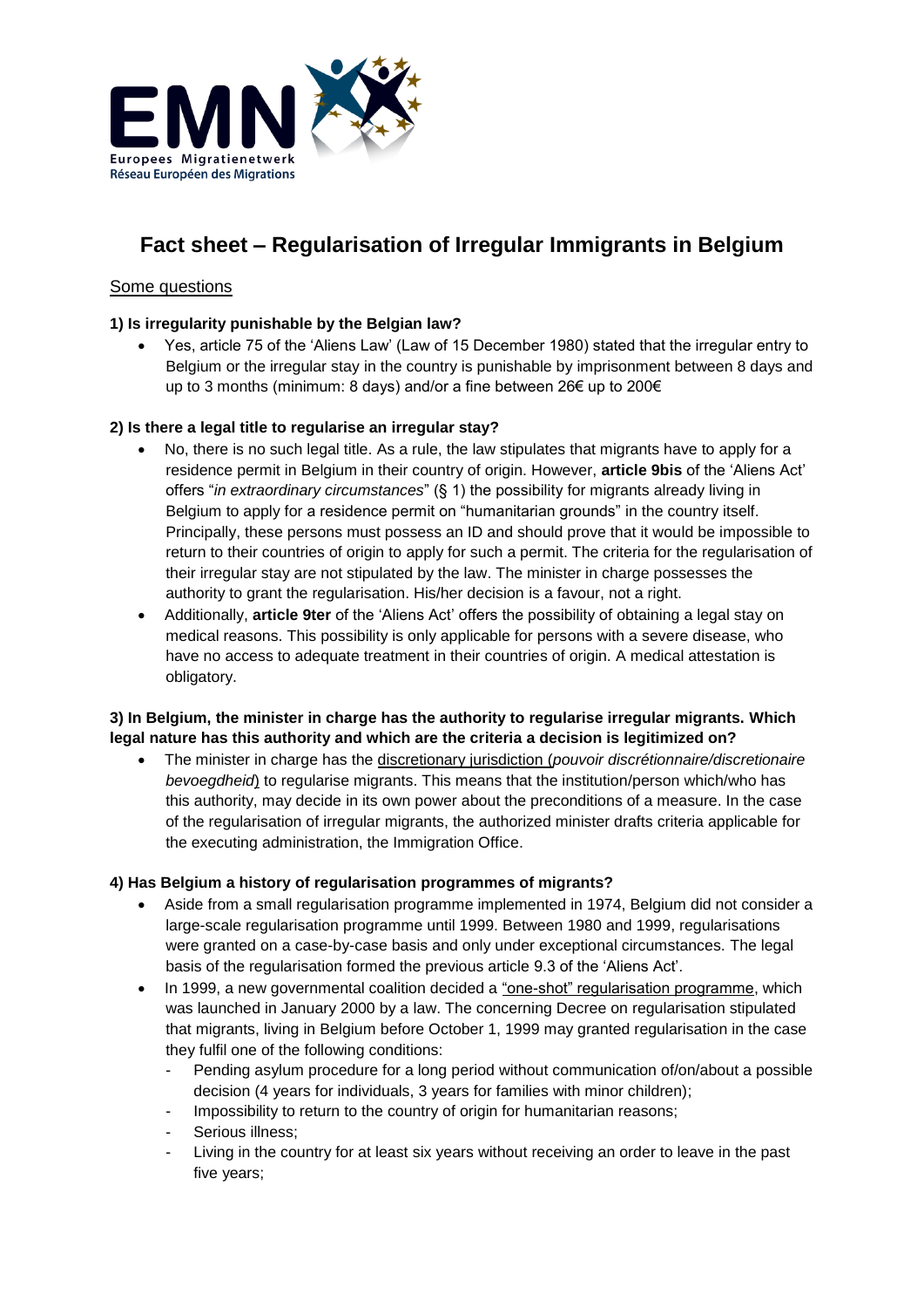# Fact sheet – Regularisation of Irregular Immigrants in Belgium

Some questions

**1) Is irregularity punishable by the Belgian law?**

- Yes, article 75 of the 'Aliens Law' (Law of 15 December 1980) stated that the irregular entry to Belgium or the irregular stay in the country is punishable by imprisonment between 8 days and up to 3 months (minimum: 8 days) and/or a fine between 26€ up to 200€

**2) Is there a legal title to regularise an irregular stay?**

- No, there is no such legal title. As a rule, the law stipulates that migrants have to apply for a residence permit in Belgium in their country of origin. However, **article 9bis** of the 'Aliens Act' offers "*in extraordinary circumstances*" (§ 1) the possibility for migrants already living in Belgium to apply for a residence permit on "humanitarian grounds" in the country itself. Principally, these persons must possess an ID and should prove that it would be impossible to return to their countries of origin to apply for such a permit. The criteria for the regularisation of their irregular stay are not stipulated by the law. The minister in charge possesses the authority to grant the regularisation. His/her decision is a favour, not a right.
- Additionally, **article 9ter** of the 'Aliens Act' offers the possibility of obtaining a legal stay on medical reasons. This possibility is only applicable for persons with a severe disease, who have no access to adequate treatment in their countries of origin. A medical attestation is obligatory.

**3) In Belgium, the minister in charge has the authority to regularise irregular migrants. Which legal nature has this authority and which are the criteria a decision is legitimized on?**

- The minister in charge has the discretionary jurisdiction (*pouvoir discrétionnaire/discretionaire bevoegdheid*) to regularise migrants. This means that the institution/person which/who has this authority, may decide in its own power about the preconditions of a measure. In the case of the regularisation of irregular migrants, the authorized minister drafts criteria applicable for the executing administration, the Immigration Office.

**4) Has Belgium a history of regularisation programmes of migrants?**

- Aside from a small regularisation programme implemented in 1974, Belgium did not consider a large-scale regularisation programme until 1999. Between 1980 and 1999, regularisations were granted on a case-by-case basis and only under exceptional circumstances. The legal basis of the regularisation formed the previous article 9.3 of the 'Aliens Act'.
- In 1999, a new governmental coalition decided a "one-shot" regularisation programme, which was launched in January 2000 by a law. The concerning Decree on regularisation stipulated that migrants, living in Belgium before October 1, 1999 may granted regularisation in the case they fulfil one of the following conditions:
  - Pending asylum procedure for a long period without communication of/on/about a possible decision (4 years for individuals, 3 years for families with minor children);
  - Impossibility to return to the country of origin for humanitarian reasons;
  - Serious illness;
  - Living in the country for at least six years without receiving an order to leave in the past five years;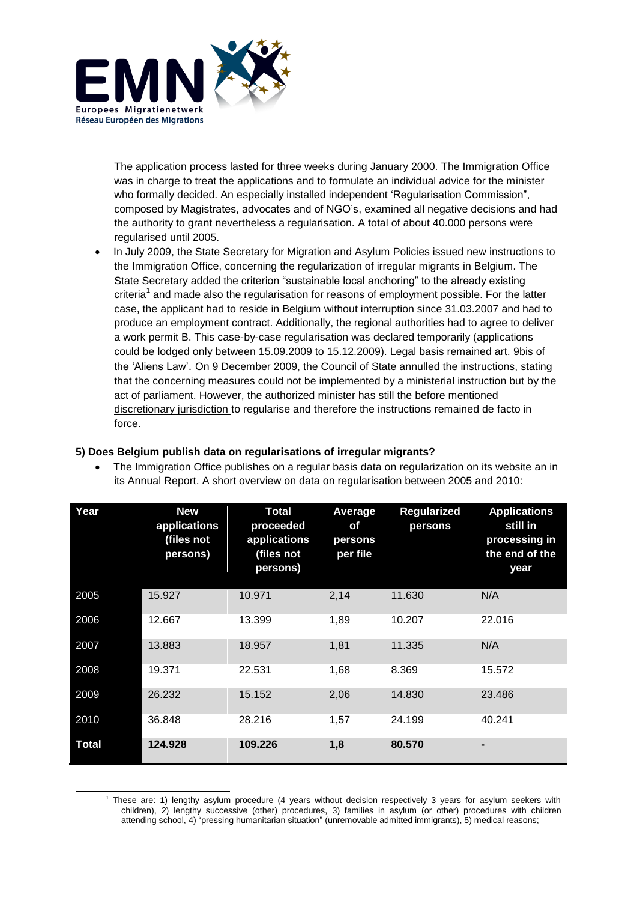The application process lasted for three weeks during January 2000. The Immigration Office was in charge to treat the applications and to formulate an individual advice for the minister who formally decided. An especially installed independent 'Regularisation Commission", composed by Magistrates, advocates and of NGO's, examined all negative decisions and had the authority to grant nevertheless a regularisation. A total of about 40.000 persons were regularised until 2005.

- In July 2009, the State Secretary for Migration and Asylum Policies issued new instructions to the Immigration Office, concerning the regularization of irregular migrants in Belgium. The State Secretary added the criterion "sustainable local anchoring" to the already existing criteria[1] and made also the regularisation for reasons of employment possible. For the latter case, the applicant had to reside in Belgium without interruption since 31.03.2007 and had to produce an employment contract. Additionally, the regional authorities had to agree to deliver a work permit B. This case-by-case regularisation was declared temporarily (applications could be lodged only between 15.09.2009 to 15.12.2009). Legal basis remained art. 9bis of the 'Aliens Law'. On 9 December 2009, the Council of State annulled the instructions, stating that the concerning measures could not be implemented by a ministerial instruction but by the act of parliament. However, the authorized minister has still the before mentioned discretionary jurisdiction to regularise and therefore the instructions remained de facto in force.

**5) Does Belgium publish data on regularisations of irregular migrants?**

- The Immigration Office publishes on a regular basis data on regularization on its website an in its Annual Report. A short overview on data on regularisation between 2005 and 2010:

| Year | New applications (files not persons) | Total proceeded applications (files not persons) | Average of persons per file | Regularized persons | Applications still in processing in the end of the year |
|---|---|---|---|---|---|
| 2005 | 15.927 | 10.971 | 2,14 | 11.630 | N/A |
| 2006 | 12.667 | 13.399 | 1,89 | 10.207 | 22.016 |
| 2007 | 13.883 | 18.957 | 1,81 | 11.335 | N/A |
| 2008 | 19.371 | 22.531 | 1,68 | 8.369 | 15.572 |
| 2009 | 26.232 | 15.152 | 2,06 | 14.830 | 23.486 |
| 2010 | 36.848 | 28.216 | 1,57 | 24.199 | 40.241 |
| **Total** | **124.928** | **109.226** | **1,8** | **80.570** | **-** |

[1] These are: 1) lengthy asylum procedure (4 years without decision respectively 3 years for asylum seekers with children), 2) lengthy successive (other) procedures, 3) families in asylum (or other) procedures with children attending school, 4) "pressing humanitarian situation" (unremovable admitted immigrants), 5) medical reasons;